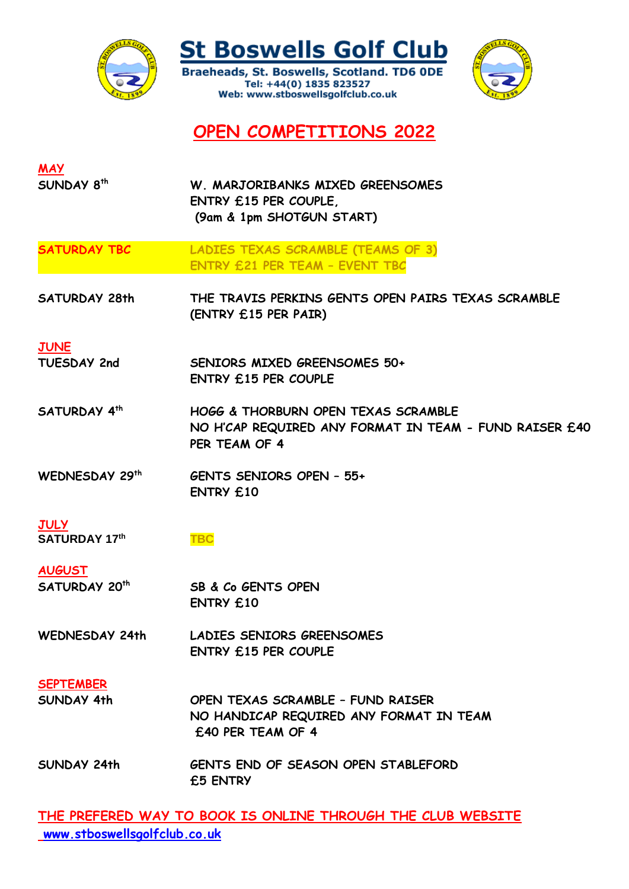# St Boswells Golf Club

Braeheads, St. Boswells, Scotland. TD6 0DE
Tel: +44(0) 1835 823527
Web: www.stboswellsgolfclub.co.uk

## OPEN COMPETITIONS 2022

**MAY**

| | |
|---|---|
| SUNDAY 8th | W. MARJORIBANKS MIXED GREENSOMES<br>ENTRY £15 PER COUPLE,<br>(9am & 1pm SHOTGUN START) |
| SATURDAY TBC | LADIES TEXAS SCRAMBLE (TEAMS OF 3)<br>ENTRY £21 PER TEAM – EVENT TBC |
| SATURDAY 28th | THE TRAVIS PERKINS GENTS OPEN PAIRS TEXAS SCRAMBLE<br>(ENTRY £15 PER PAIR) |

**JUNE**

| | |
|---|---|
| TUESDAY 2nd | SENIORS MIXED GREENSOMES 50+<br>ENTRY £15 PER COUPLE |
| SATURDAY 4th | HOGG & THORBURN OPEN TEXAS SCRAMBLE<br>NO H'CAP REQUIRED ANY FORMAT IN TEAM - FUND RAISER £40 PER TEAM OF 4 |
| WEDNESDAY 29th | GENTS SENIORS OPEN – 55+<br>ENTRY £10 |

**JULY**

| | |
|---|---|
| SATURDAY 17th | TBC |

**AUGUST**

| | |
|---|---|
| SATURDAY 20th | SB & Co GENTS OPEN<br>ENTRY £10 |
| WEDNESDAY 24th | LADIES SENIORS GREENSOMES<br>ENTRY £15 PER COUPLE |

**SEPTEMBER**

| | |
|---|---|
| SUNDAY 4th | OPEN TEXAS SCRAMBLE – FUND RAISER<br>NO HANDICAP REQUIRED ANY FORMAT IN TEAM<br>£40 PER TEAM OF 4 |
| SUNDAY 24th | GENTS END OF SEASON OPEN STABLEFORD<br>£5 ENTRY |

**THE PREFERED WAY TO BOOK IS ONLINE THROUGH THE CLUB WEBSITE**
**www.stboswellsgolfclub.co.uk**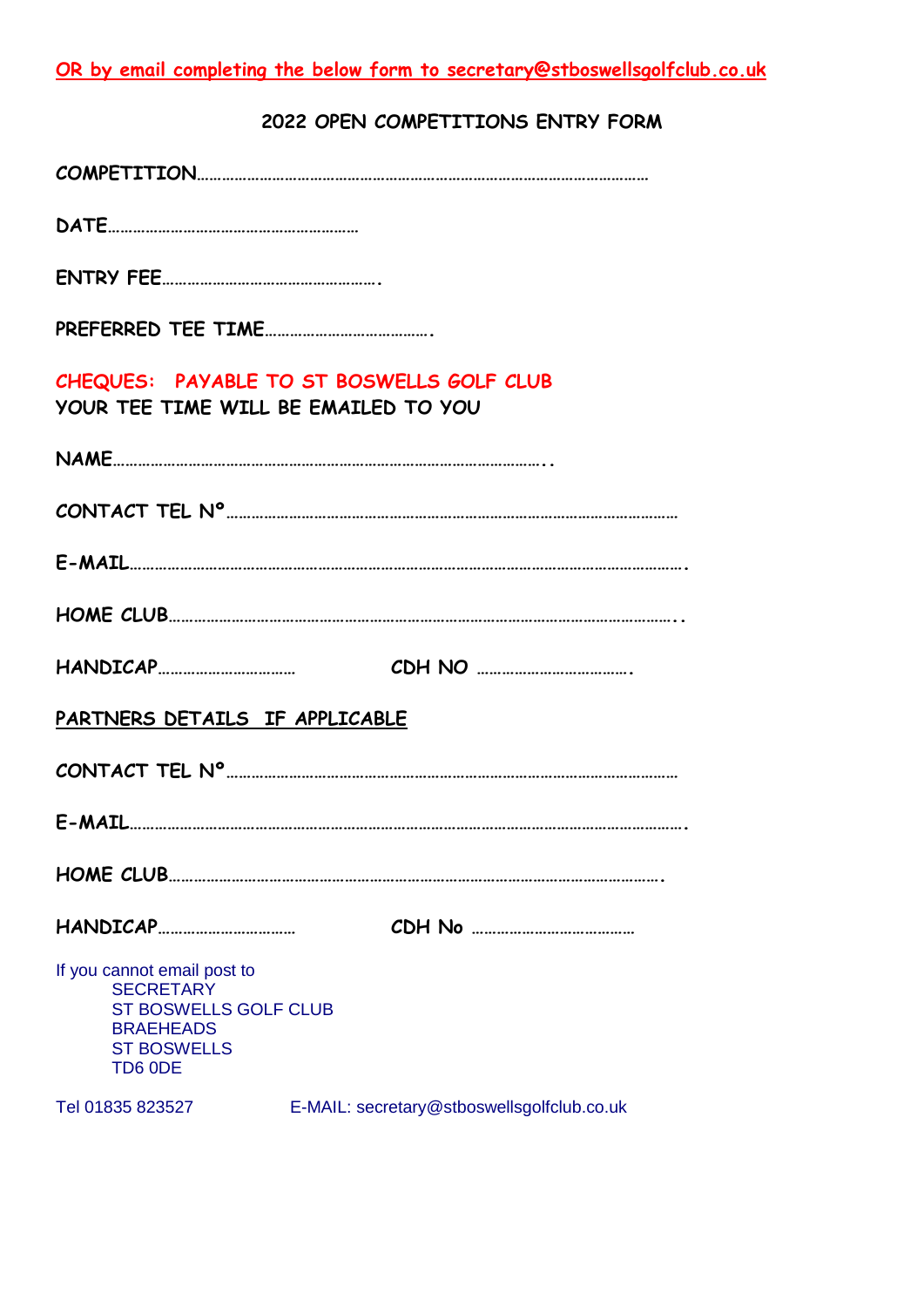OR by email completing the below form to secretary@stboswellsgolfclub.co.uk

## 2022 OPEN COMPETITIONS ENTRY FORM

**COMPETITION**……………………………………………………………………………………………

**DATE**……………………………………………………

**ENTRY FEE**…………………………………………….

**PREFERRED TEE TIME**…………………………………

**CHEQUES: PAYABLE TO ST BOSWELLS GOLF CLUB**
**YOUR TEE TIME WILL BE EMAILED TO YOU**

**NAME**…………………………………………………………………………………………..

**CONTACT TEL Nº**…………………………………………………………………………………………

**E-MAIL**……………………………………………………………………………………………………………….

**HOME CLUB**…………………………………………………………………………………………………………..

**HANDICAP**……………………………   **CDH NO** ……………………………….

**PARTNERS DETAILS IF APPLICABLE**

**CONTACT TEL Nº**…………………………………………………………………………………………

**E-MAIL**……………………………………………………………………………………………………………….

**HOME CLUB**…………………………………………………………………………………………………….

**HANDICAP**……………………………   **CDH No** …………………………………

If you cannot email post to
SECRETARY
ST BOSWELLS GOLF CLUB
BRAEHEADS
ST BOSWELLS
TD6 0DE

Tel 01835 823527   E-MAIL: secretary@stboswellsgolfclub.co.uk